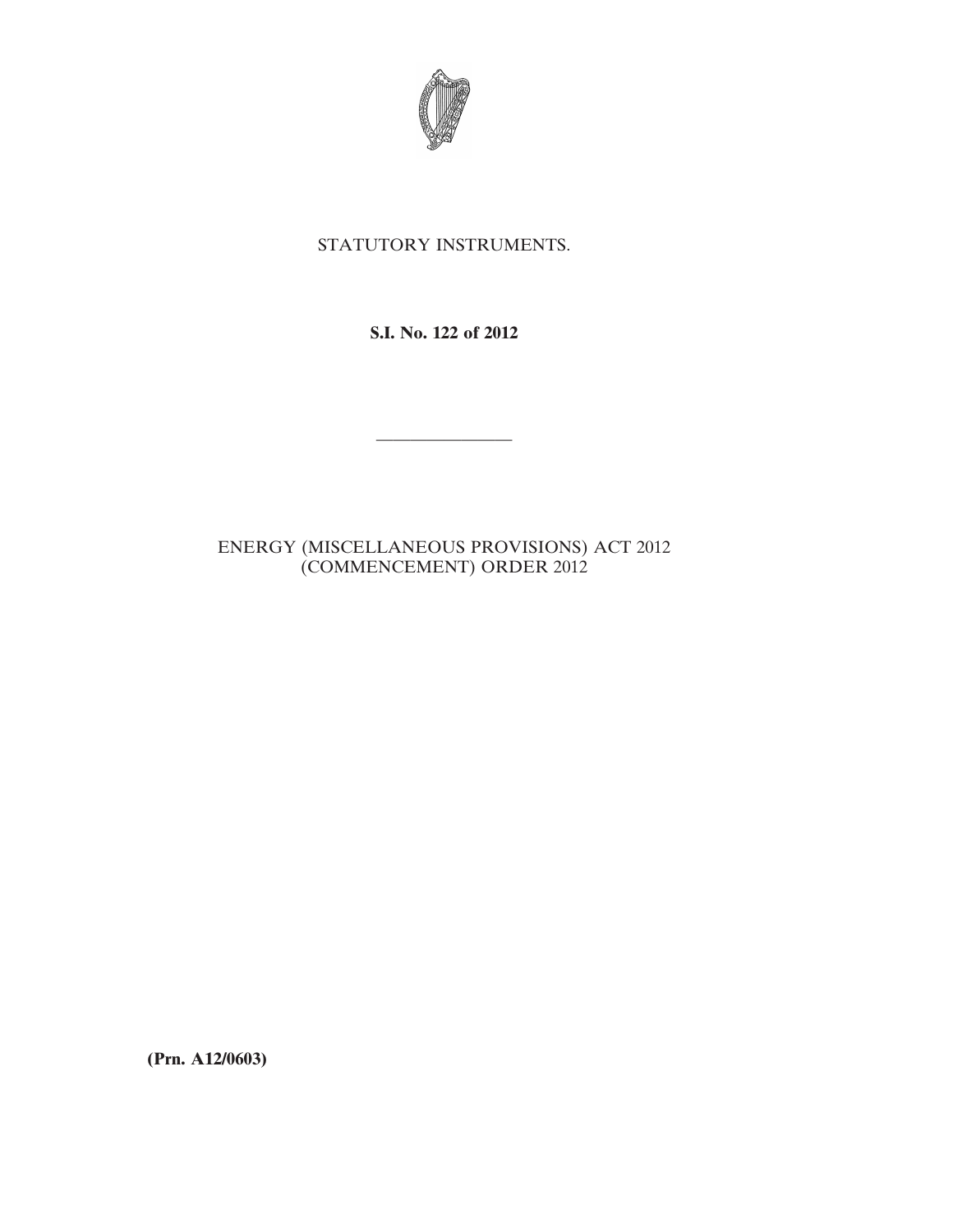STATUTORY INSTRUMENTS.

**S.I. No. 122 of 2012**

---

ENERGY (MISCELLANEOUS PROVISIONS) ACT 2012 (COMMENCEMENT) ORDER 2012

**(Prn. A12/0603)**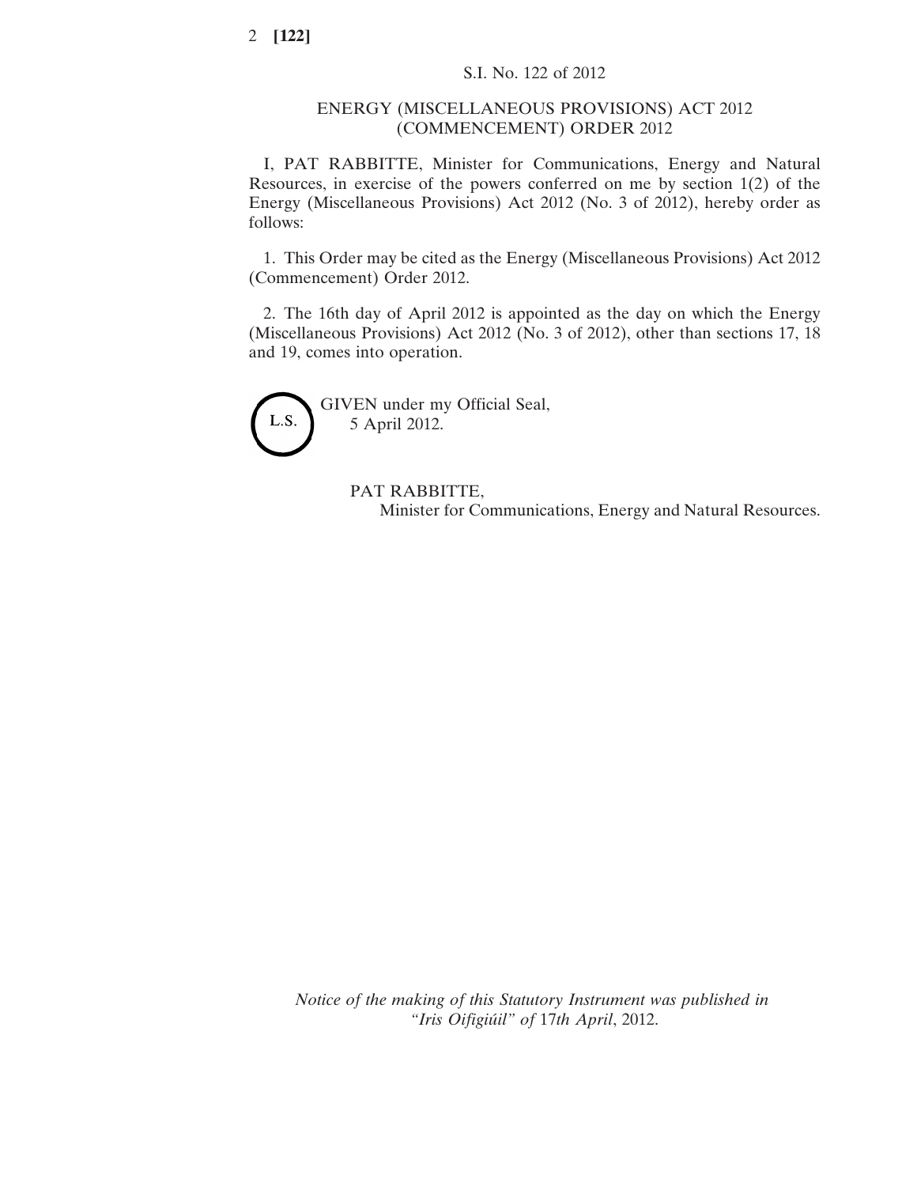S.I. No. 122 of 2012

# ENERGY (MISCELLANEOUS PROVISIONS) ACT 2012 (COMMENCEMENT) ORDER 2012

I, PAT RABBITTE, Minister for Communications, Energy and Natural Resources, in exercise of the powers conferred on me by section 1(2) of the Energy (Miscellaneous Provisions) Act 2012 (No. 3 of 2012), hereby order as follows:

1. This Order may be cited as the Energy (Miscellaneous Provisions) Act 2012 (Commencement) Order 2012.

2. The 16th day of April 2012 is appointed as the day on which the Energy (Miscellaneous Provisions) Act 2012 (No. 3 of 2012), other than sections 17, 18 and 19, comes into operation.

L.S.

GIVEN under my Official Seal,
5 April 2012.

PAT RABBITTE,
Minister for Communications, Energy and Natural Resources.

*Notice of the making of this Statutory Instrument was published in "Iris Oifigiúil" of 17th April, 2012.*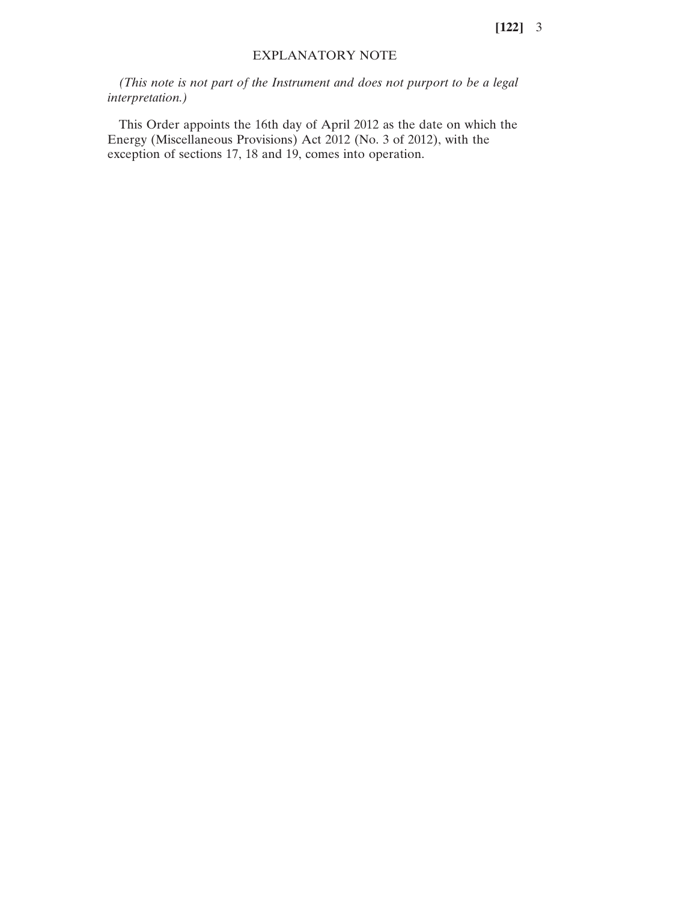## EXPLANATORY NOTE

*(This note is not part of the Instrument and does not purport to be a legal interpretation.)*

This Order appoints the 16th day of April 2012 as the date on which the Energy (Miscellaneous Provisions) Act 2012 (No. 3 of 2012), with the exception of sections 17, 18 and 19, comes into operation.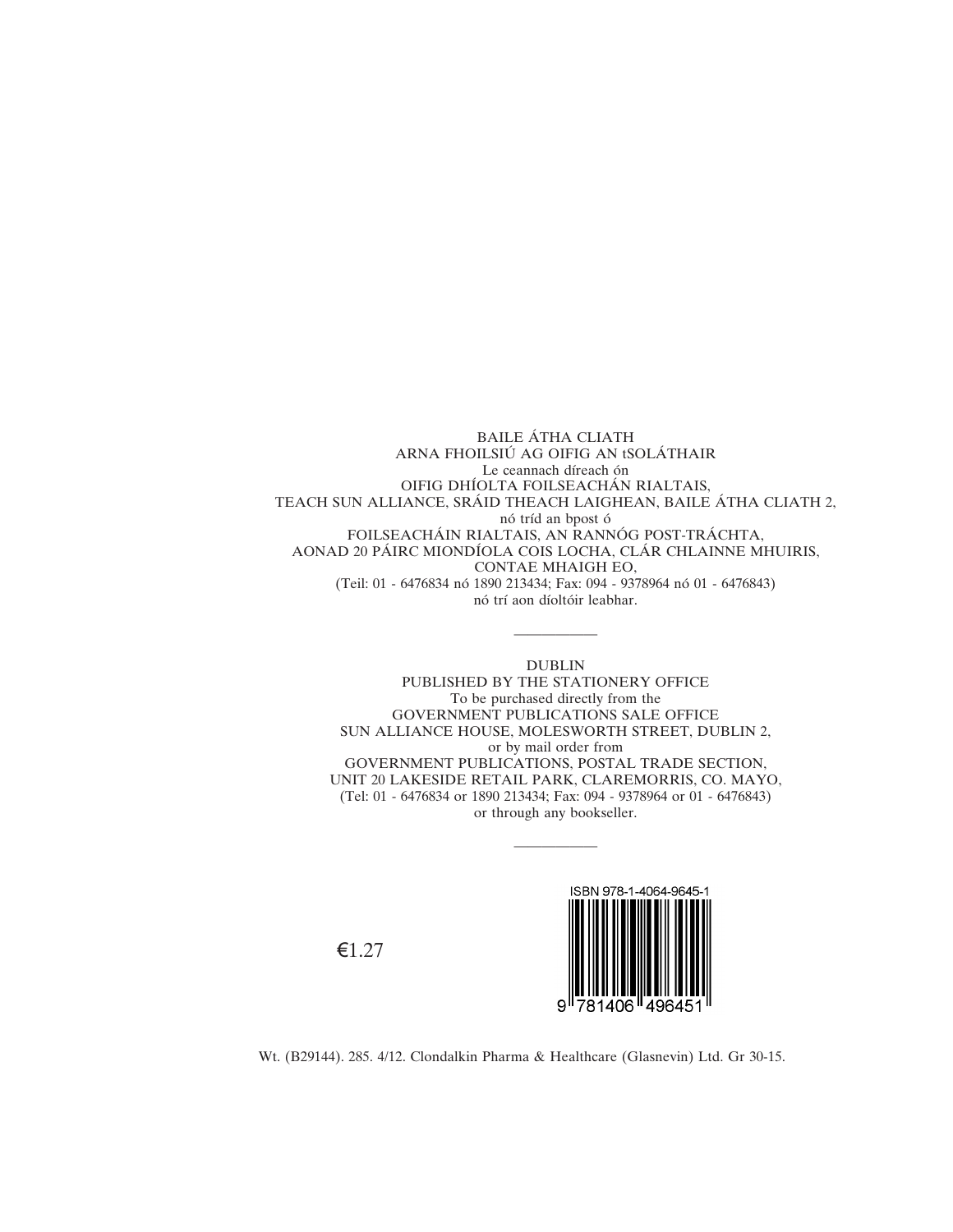BAILE ÁTHA CLIATH
ARNA FHOILSIÚ AG OIFIG AN tSOLÁTHAIR
Le ceannach díreach ón
OIFIG DHÍOLTA FOILSEACHÁN RIALTAIS,
TEACH SUN ALLIANCE, SRÁID THEACH LAIGHEAN, BAILE ÁTHA CLIATH 2,
nó tríd an bpost ó
FOILSEACHÁIN RIALTAIS, AN RANNÓG POST-TRÁCHTA,
AONAD 20 PÁIRC MIONDÍOLA COIS LOCHA, CLÁR CHLAINNE MHUIRIS,
CONTAE MHAIGH EO,
(Teil: 01 - 6476834 nó 1890 213434; Fax: 094 - 9378964 nó 01 - 6476843)
nó trí aon díoltóir leabhar.

---

DUBLIN
PUBLISHED BY THE STATIONERY OFFICE
To be purchased directly from the
GOVERNMENT PUBLICATIONS SALE OFFICE
SUN ALLIANCE HOUSE, MOLESWORTH STREET, DUBLIN 2,
or by mail order from
GOVERNMENT PUBLICATIONS, POSTAL TRADE SECTION,
UNIT 20 LAKESIDE RETAIL PARK, CLAREMORRIS, CO. MAYO,
(Tel: 01 - 6476834 or 1890 213434; Fax: 094 - 9378964 or 01 - 6476843)
or through any bookseller.

---

€1.27

ISBN 978-1-4064-9645-1

9 781406 496451

Wt. (B29144). 285. 4/12. Clondalkin Pharma & Healthcare (Glasnevin) Ltd. Gr 30-15.